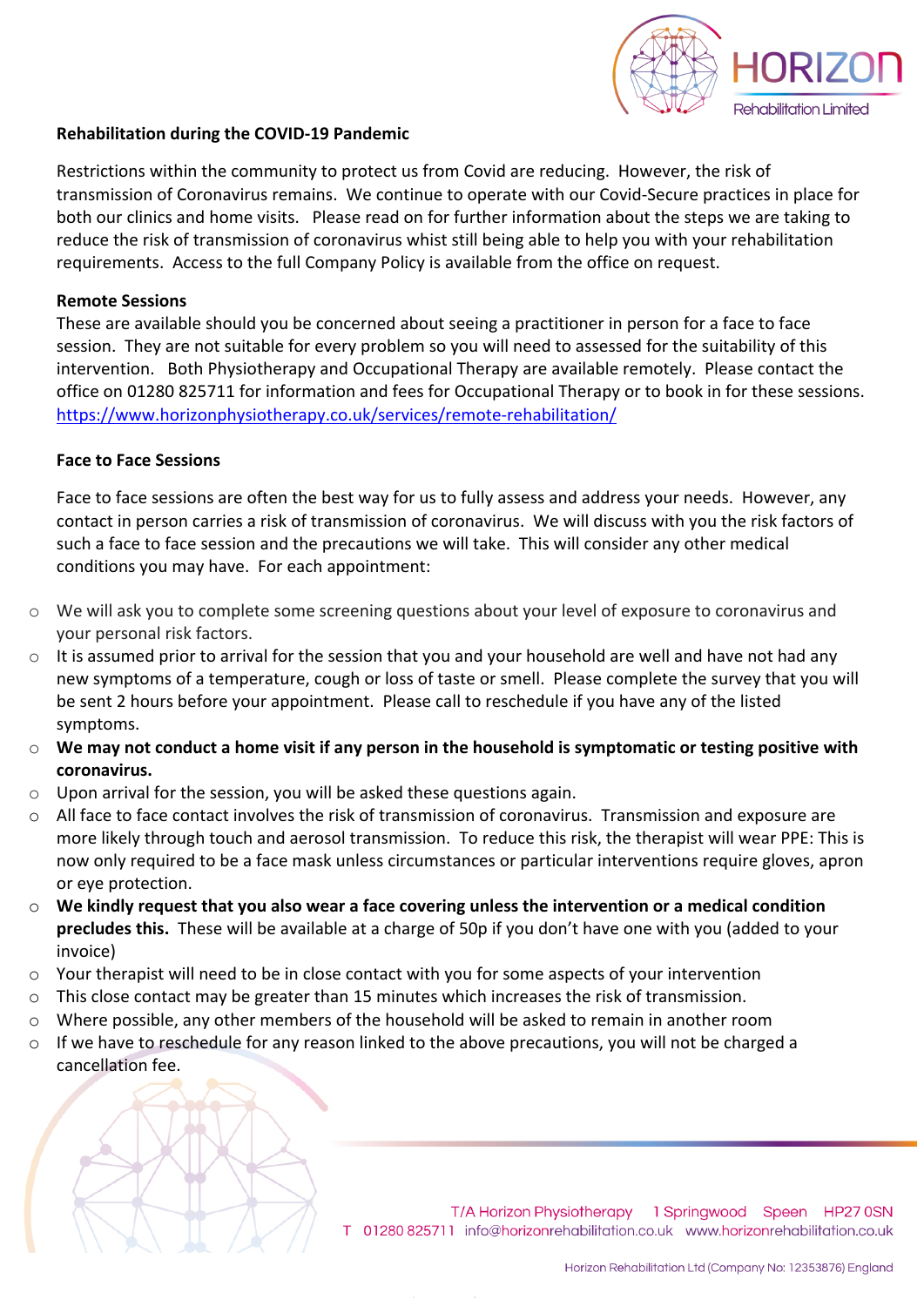## Rehabilitation during the COVID-19 Pandemic

Restrictions within the community to protect us from Covid are reducing. However, the risk of transmission of Coronavirus remains. We continue to operate with our Covid-Secure practices in place for both our clinics and home visits. Please read on for further information about the steps we are taking to reduce the risk of transmission of coronavirus whist still being able to help you with your rehabilitation requirements. Access to the full Company Policy is available from the office on request.

### Remote Sessions

These are available should you be concerned about seeing a practitioner in person for a face to face session. They are not suitable for every problem so you will need to assessed for the suitability of this intervention. Both Physiotherapy and Occupational Therapy are available remotely. Please contact the office on 01280 825711 for information and fees for Occupational Therapy or to book in for these sessions. https://www.horizonphysiotherapy.co.uk/services/remote-rehabilitation/

### Face to Face Sessions

Face to face sessions are often the best way for us to fully assess and address your needs. However, any contact in person carries a risk of transmission of coronavirus. We will discuss with you the risk factors of such a face to face session and the precautions we will take. This will consider any other medical conditions you may have. For each appointment:

- We will ask you to complete some screening questions about your level of exposure to coronavirus and your personal risk factors.
- It is assumed prior to arrival for the session that you and your household are well and have not had any new symptoms of a temperature, cough or loss of taste or smell. Please complete the survey that you will be sent 2 hours before your appointment. Please call to reschedule if you have any of the listed symptoms.
- **We may not conduct a home visit if any person in the household is symptomatic or testing positive with coronavirus.**
- Upon arrival for the session, you will be asked these questions again.
- All face to face contact involves the risk of transmission of coronavirus. Transmission and exposure are more likely through touch and aerosol transmission. To reduce this risk, the therapist will wear PPE: This is now only required to be a face mask unless circumstances or particular interventions require gloves, apron or eye protection.
- **We kindly request that you also wear a face covering unless the intervention or a medical condition precludes this.** These will be available at a charge of 50p if you don't have one with you (added to your invoice)
- Your therapist will need to be in close contact with you for some aspects of your intervention
- This close contact may be greater than 15 minutes which increases the risk of transmission.
- Where possible, any other members of the household will be asked to remain in another room
- If we have to reschedule for any reason linked to the above precautions, you will not be charged a cancellation fee.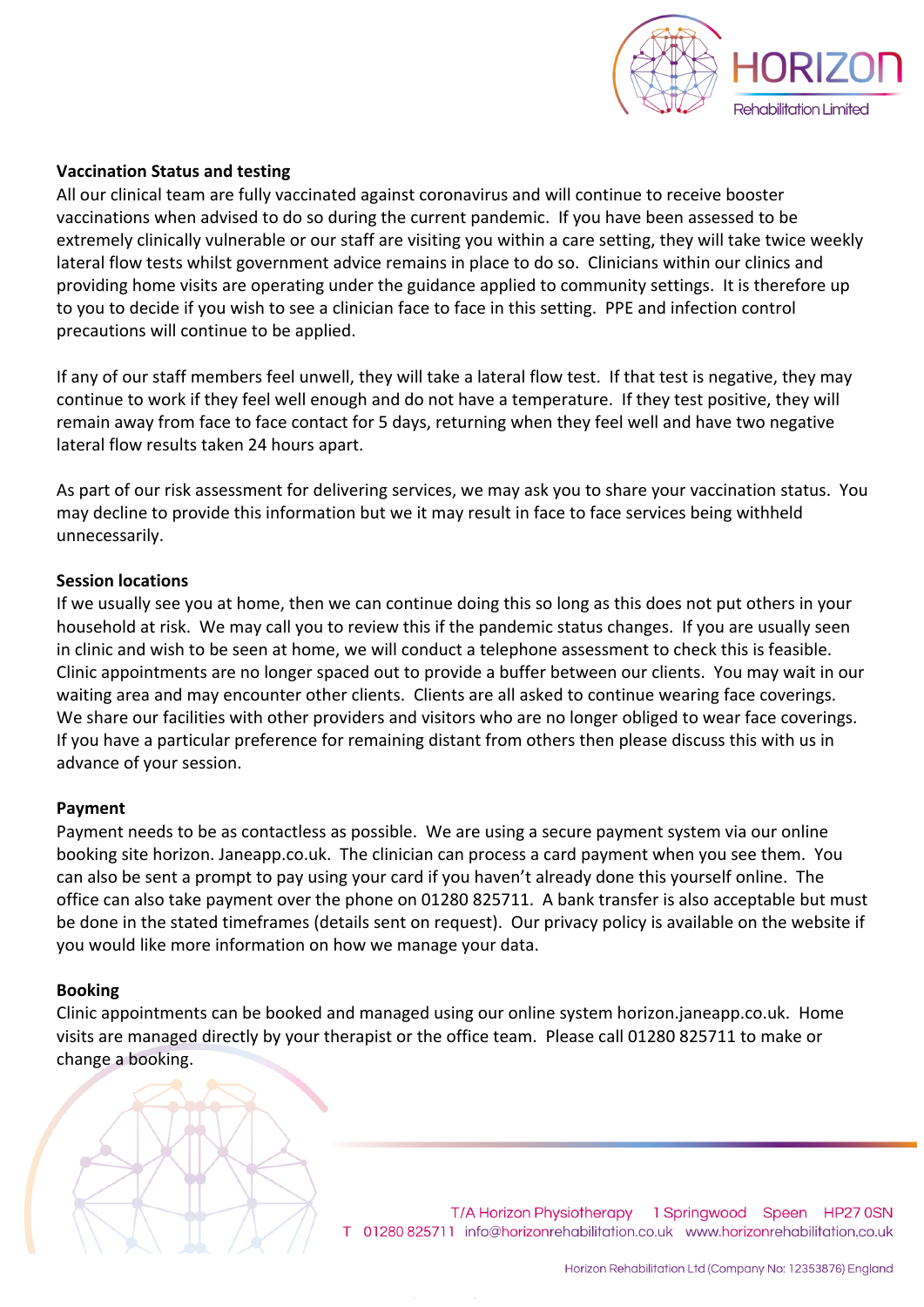**Vaccination Status and testing**

All our clinical team are fully vaccinated against coronavirus and will continue to receive booster vaccinations when advised to do so during the current pandemic. If you have been assessed to be extremely clinically vulnerable or our staff are visiting you within a care setting, they will take twice weekly lateral flow tests whilst government advice remains in place to do so. Clinicians within our clinics and providing home visits are operating under the guidance applied to community settings. It is therefore up to you to decide if you wish to see a clinician face to face in this setting. PPE and infection control precautions will continue to be applied.

If any of our staff members feel unwell, they will take a lateral flow test. If that test is negative, they may continue to work if they feel well enough and do not have a temperature. If they test positive, they will remain away from face to face contact for 5 days, returning when they feel well and have two negative lateral flow results taken 24 hours apart.

As part of our risk assessment for delivering services, we may ask you to share your vaccination status. You may decline to provide this information but we it may result in face to face services being withheld unnecessarily.

**Session locations**

If we usually see you at home, then we can continue doing this so long as this does not put others in your household at risk. We may call you to review this if the pandemic status changes. If you are usually seen in clinic and wish to be seen at home, we will conduct a telephone assessment to check this is feasible. Clinic appointments are no longer spaced out to provide a buffer between our clients. You may wait in our waiting area and may encounter other clients. Clients are all asked to continue wearing face coverings. We share our facilities with other providers and visitors who are no longer obliged to wear face coverings. If you have a particular preference for remaining distant from others then please discuss this with us in advance of your session.

**Payment**

Payment needs to be as contactless as possible. We are using a secure payment system via our online booking site horizon. Janeapp.co.uk. The clinician can process a card payment when you see them. You can also be sent a prompt to pay using your card if you haven't already done this yourself online. The office can also take payment over the phone on 01280 825711. A bank transfer is also acceptable but must be done in the stated timeframes (details sent on request). Our privacy policy is available on the website if you would like more information on how we manage your data.

**Booking**

Clinic appointments can be booked and managed using our online system horizon.janeapp.co.uk. Home visits are managed directly by your therapist or the office team. Please call 01280 825711 to make or change a booking.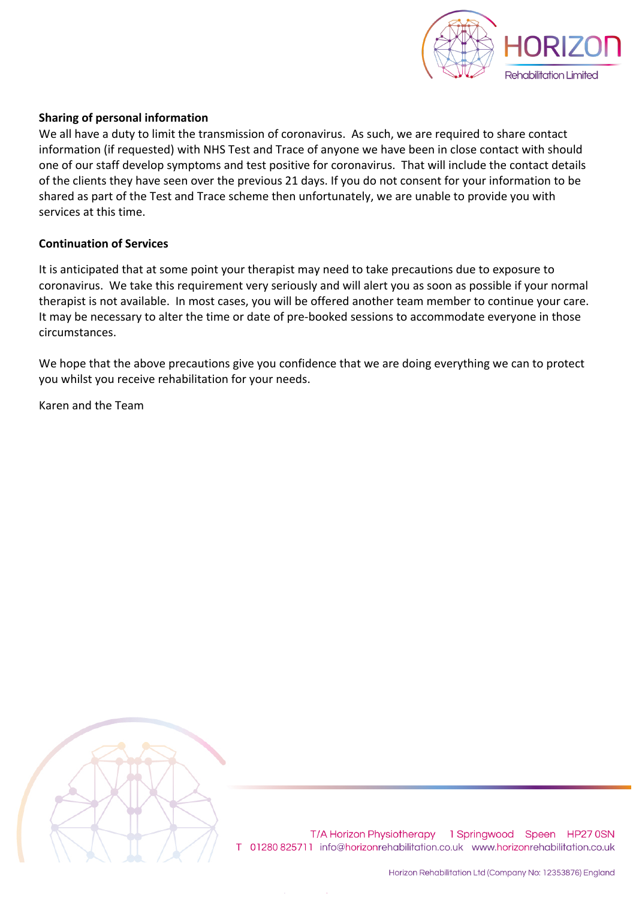**Sharing of personal information**

We all have a duty to limit the transmission of coronavirus. As such, we are required to share contact information (if requested) with NHS Test and Trace of anyone we have been in close contact with should one of our staff develop symptoms and test positive for coronavirus. That will include the contact details of the clients they have seen over the previous 21 days. If you do not consent for your information to be shared as part of the Test and Trace scheme then unfortunately, we are unable to provide you with services at this time.

**Continuation of Services**

It is anticipated that at some point your therapist may need to take precautions due to exposure to coronavirus. We take this requirement very seriously and will alert you as soon as possible if your normal therapist is not available. In most cases, you will be offered another team member to continue your care. It may be necessary to alter the time or date of pre-booked sessions to accommodate everyone in those circumstances.

We hope that the above precautions give you confidence that we are doing everything we can to protect you whilst you receive rehabilitation for your needs.

Karen and the Team